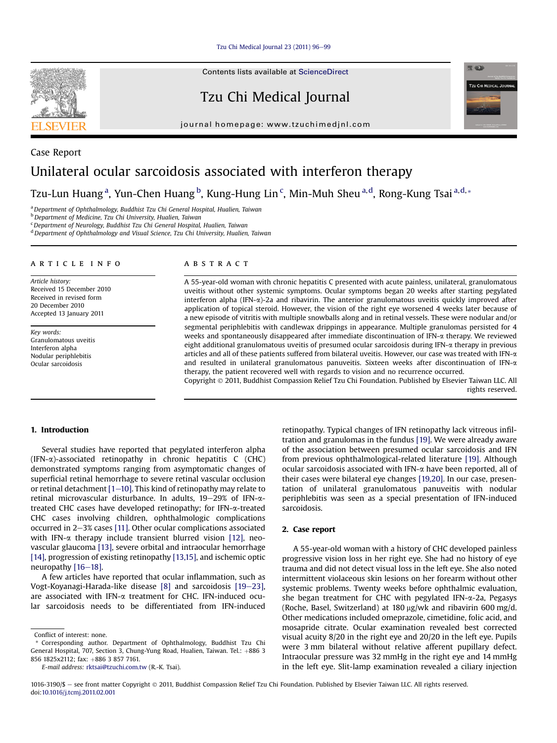Case Report

# Unilateral ocular sarcoidosis associated with interferon therapy

Tzu-Lun Huang [a], Yun-Chen Huang [b], Kung-Hung Lin [c], Min-Muh Sheu [a,d], Rong-Kung Tsai [a,d,*]

[a] Department of Ophthalmology, Buddhist Tzu Chi General Hospital, Hualien, Taiwan
[b] Department of Medicine, Tzu Chi University, Hualien, Taiwan
[c] Department of Neurology, Buddhist Tzu Chi General Hospital, Hualien, Taiwan
[d] Department of Ophthalmology and Visual Science, Tzu Chi University, Hualien, Taiwan

## ARTICLE INFO

*Article history:*
Received 15 December 2010
Received in revised form
20 December 2010
Accepted 13 January 2011

*Key words:*
Granulomatous uveitis
Interferon alpha
Nodular periphlebitis
Ocular sarcoidosis

## ABSTRACT

A 55-year-old woman with chronic hepatitis C presented with acute painless, unilateral, granulomatous uveitis without other systemic symptoms. Ocular symptoms began 20 weeks after starting pegylated interferon alpha (IFN-$\alpha$)-2a and ribavirin. The anterior granulomatous uveitis quickly improved after application of topical steroid. However, the vision of the right eye worsened 4 weeks later because of a new episode of vitritis with multiple snowballs along and in retinal vessels. These were nodular and/or segmental periphlebitis with candlewax drippings in appearance. Multiple granulomas persisted for 4 weeks and spontaneously disappeared after immediate discontinuation of IFN-$\alpha$ therapy. We reviewed eight additional granulomatous uveitis of presumed ocular sarcoidosis during IFN-$\alpha$ therapy in previous articles and all of these patients suffered from bilateral uveitis. However, our case was treated with IFN-$\alpha$ and resulted in unilateral granulomatous panuveitis. Sixteen weeks after discontinuation of IFN-$\alpha$ therapy, the patient recovered well with regards to vision and no recurrence occurred.

Copyright © 2011, Buddhist Compassion Relief Tzu Chi Foundation. Published by Elsevier Taiwan LLC. All rights reserved.

## 1. Introduction

Several studies have reported that pegylated interferon alpha (IFN-$\alpha$)-associated retinopathy in chronic hepatitis C (CHC) demonstrated symptoms ranging from asymptomatic changes of superficial retinal hemorrhage to severe retinal vascular occlusion or retinal detachment [1–10]. This kind of retinopathy may relate to retinal microvascular disturbance. In adults, 19–29% of IFN-$\alpha$-treated CHC cases have developed retinopathy; for IFN-$\alpha$-treated CHC cases involving children, ophthalmologic complications occurred in 2–3% cases [11]. Other ocular complications associated with IFN-$\alpha$ therapy include transient blurred vision [12], neovascular glaucoma [13], severe orbital and intraocular hemorrhage [14], progression of existing retinopathy [13,15], and ischemic optic neuropathy [16–18].

A few articles have reported that ocular inflammation, such as Vogt-Koyanagi-Harada-like disease [8] and sarcoidosis [19–23], are associated with IFN-$\alpha$ treatment for CHC. IFN-induced ocular sarcoidosis needs to be differentiated from IFN-induced retinopathy. Typical changes of IFN retinopathy lack vitreous infiltration and granulomas in the fundus [19]. We were already aware of the association between presumed ocular sarcoidosis and IFN from previous ophthalmological-related literature [19]. Although ocular sarcoidosis associated with IFN-$\alpha$ have been reported, all of their cases were bilateral eye changes [19,20]. In our case, presentation of unilateral granulomatous panuveitis with nodular periphlebitis was seen as a special presentation of IFN-induced sarcoidosis.

## 2. Case report

A 55-year-old woman with a history of CHC developed painless progressive vision loss in her right eye. She had no history of eye trauma and did not detect visual loss in the left eye. She also noted intermittent violaceous skin lesions on her forearm without other systemic problems. Twenty weeks before ophthalmic evaluation, she began treatment for CHC with pegylated IFN-$\alpha$-2a, Pegasys (Roche, Basel, Switzerland) at 180 μg/wk and ribavirin 600 mg/d. Other medications included omeprazole, cimetidine, folic acid, and mosapride citrate. Ocular examination revealed best corrected visual acuity 8/20 in the right eye and 20/20 in the left eye. Pupils were 3 mm bilateral without relative afferent pupillary defect. Intraocular pressure was 32 mmHg in the right eye and 14 mmHg in the left eye. Slit-lamp examination revealed a ciliary injection

Conflict of interest: none.

* Corresponding author. Department of Ophthalmology, Buddhist Tzu Chi General Hospital, 707, Section 3, Chung-Yung Road, Hualien, Taiwan. Tel.: +886 3 856 1825x2112; fax: +886 3 857 7161.
E-mail address: rktsai@tzuchi.com.tw (R.-K. Tsai).

1016-3190/$ – see front matter Copyright © 2011, Buddhist Compassion Relief Tzu Chi Foundation. Published by Elsevier Taiwan LLC. All rights reserved.
doi:10.1016/j.tcmj.2011.02.001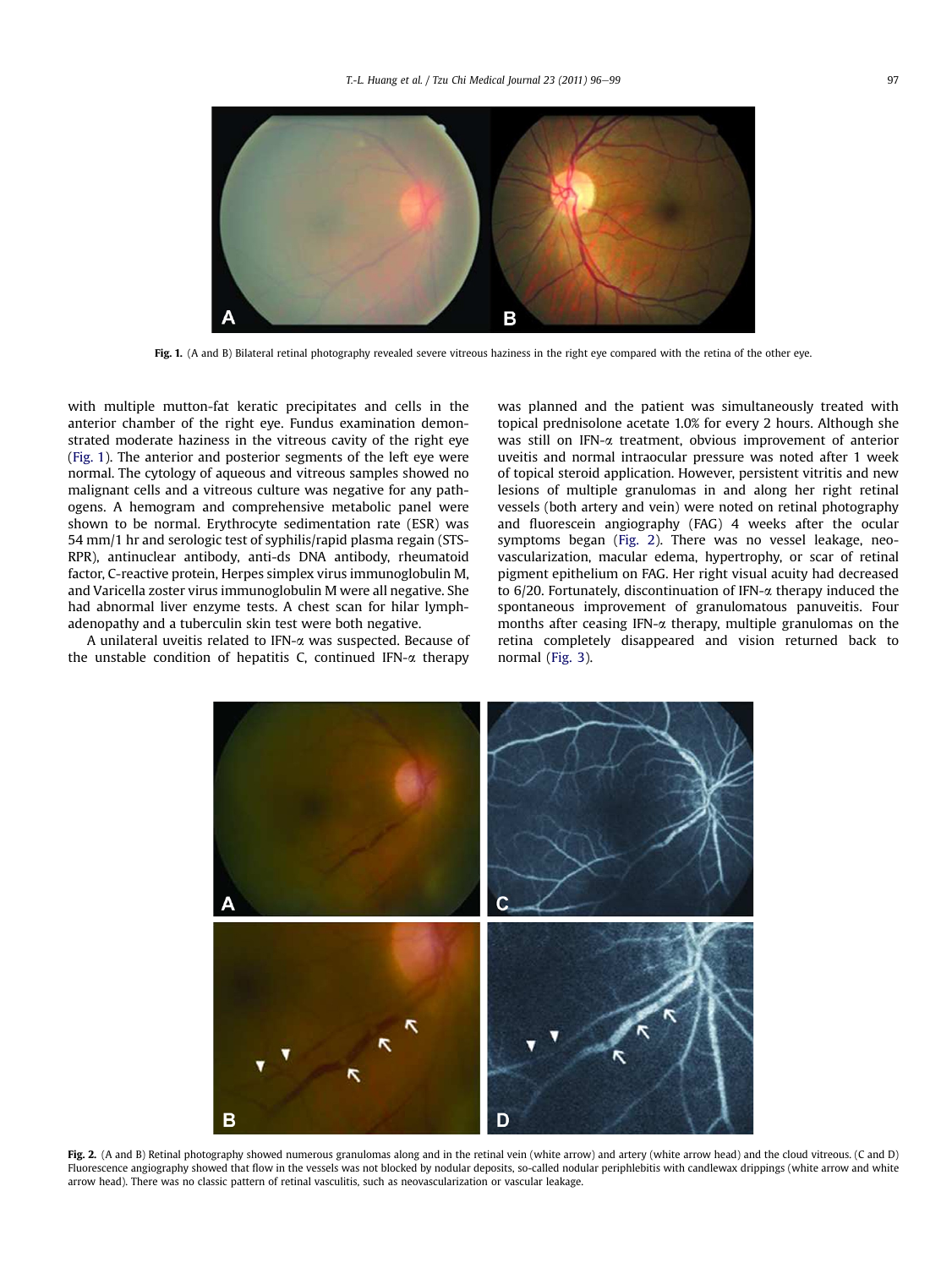Fig. 1. (A and B) Bilateral retinal photography revealed severe vitreous haziness in the right eye compared with the retina of the other eye.

with multiple mutton-fat keratic precipitates and cells in the anterior chamber of the right eye. Fundus examination demonstrated moderate haziness in the vitreous cavity of the right eye (Fig. 1). The anterior and posterior segments of the left eye were normal. The cytology of aqueous and vitreous samples showed no malignant cells and a vitreous culture was negative for any pathogens. A hemogram and comprehensive metabolic panel were shown to be normal. Erythrocyte sedimentation rate (ESR) was 54 mm/1 hr and serologic test of syphilis/rapid plasma regain (STS-RPR), antinuclear antibody, anti-ds DNA antibody, rheumatoid factor, C-reactive protein, Herpes simplex virus immunoglobulin M, and Varicella zoster virus immunoglobulin M were all negative. She had abnormal liver enzyme tests. A chest scan for hilar lymphadenopathy and a tuberculin skin test were both negative.

A unilateral uveitis related to IFN-α was suspected. Because of the unstable condition of hepatitis C, continued IFN-α therapy was planned and the patient was simultaneously treated with topical prednisolone acetate 1.0% for every 2 hours. Although she was still on IFN-α treatment, obvious improvement of anterior uveitis and normal intraocular pressure was noted after 1 week of topical steroid application. However, persistent vitritis and new lesions of multiple granulomas in and along her right retinal vessels (both artery and vein) were noted on retinal photography and fluorescein angiography (FAG) 4 weeks after the ocular symptoms began (Fig. 2). There was no vessel leakage, neovascularization, macular edema, hypertrophy, or scar of retinal pigment epithelium on FAG. Her right visual acuity had decreased to 6/20. Fortunately, discontinuation of IFN-α therapy induced the spontaneous improvement of granulomatous panuveitis. Four months after ceasing IFN-α therapy, multiple granulomas on the retina completely disappeared and vision returned back to normal (Fig. 3).

Fig. 2. (A and B) Retinal photography showed numerous granulomas along and in the retinal vein (white arrow) and artery (white arrow head) and the cloud vitreous. (C and D) Fluorescence angiography showed that flow in the vessels was not blocked by nodular deposits, so-called nodular periphlebitis with candlewax drippings (white arrow and white arrow head). There was no classic pattern of retinal vasculitis, such as neovascularization or vascular leakage.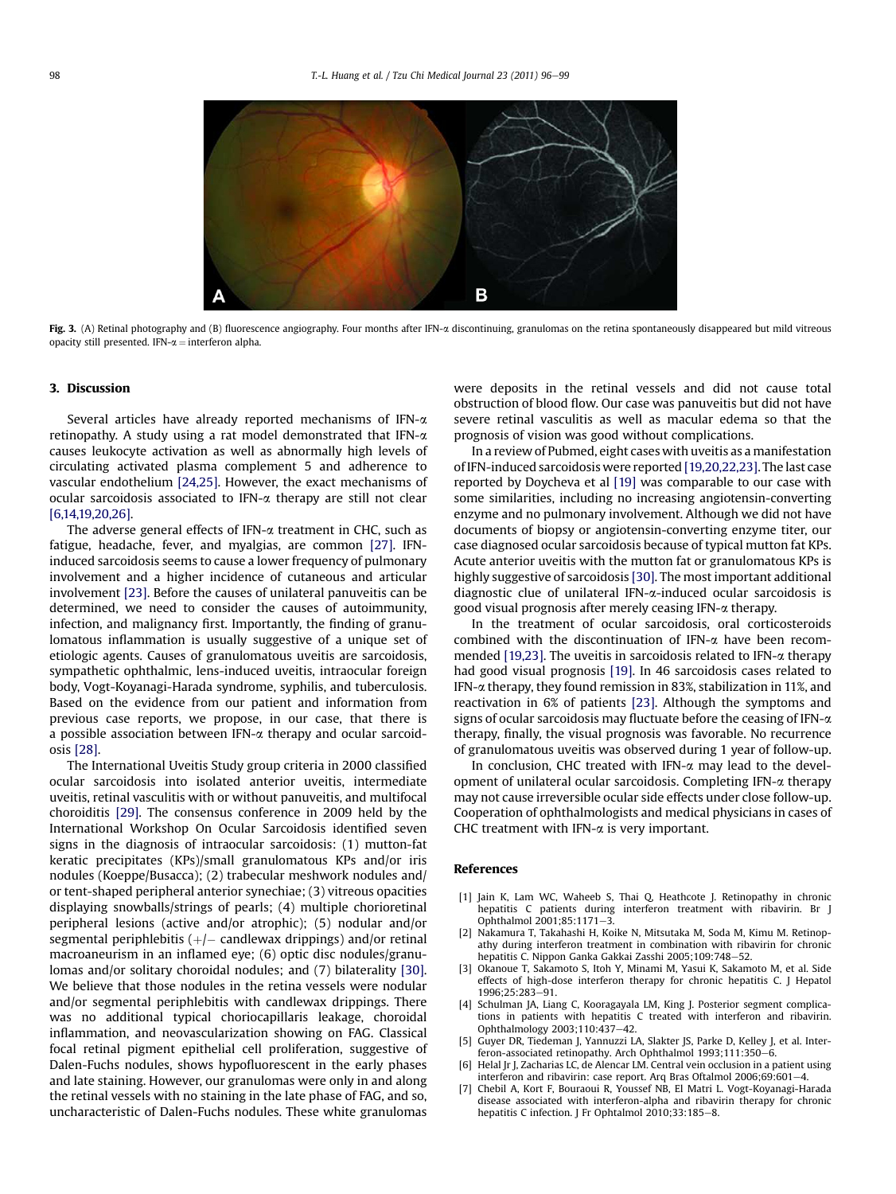**Fig. 3.** (A) Retinal photography and (B) fluorescence angiography. Four months after IFN-α discontinuing, granulomas on the retina spontaneously disappeared but mild vitreous opacity still presented. IFN-α = interferon alpha.

## 3. Discussion

Several articles have already reported mechanisms of IFN-α retinopathy. A study using a rat model demonstrated that IFN-α causes leukocyte activation as well as abnormally high levels of circulating activated plasma complement 5 and adherence to vascular endothelium [24,25]. However, the exact mechanisms of ocular sarcoidosis associated to IFN-α therapy are still not clear [6,14,19,20,26].

The adverse general effects of IFN-α treatment in CHC, such as fatigue, headache, fever, and myalgias, are common [27]. IFN-induced sarcoidosis seems to cause a lower frequency of pulmonary involvement and a higher incidence of cutaneous and articular involvement [23]. Before the causes of unilateral panuveitis can be determined, we need to consider the causes of autoimmunity, infection, and malignancy first. Importantly, the finding of granulomatous inflammation is usually suggestive of a unique set of etiologic agents. Causes of granulomatous uveitis are sarcoidosis, sympathetic ophthalmic, lens-induced uveitis, intraocular foreign body, Vogt-Koyanagi-Harada syndrome, syphilis, and tuberculosis. Based on the evidence from our patient and information from previous case reports, we propose, in our case, that there is a possible association between IFN-α therapy and ocular sarcoidosis [28].

The International Uveitis Study group criteria in 2000 classified ocular sarcoidosis into isolated anterior uveitis, intermediate uveitis, retinal vasculitis with or without panuveitis, and multifocal choroiditis [29]. The consensus conference in 2009 held by the International Workshop On Ocular Sarcoidosis identified seven signs in the diagnosis of intraocular sarcoidosis: (1) mutton-fat keratic precipitates (KPs)/small granulomatous KPs and/or iris nodules (Koeppe/Busacca); (2) trabecular meshwork nodules and/or tent-shaped peripheral anterior synechiae; (3) vitreous opacities displaying snowballs/strings of pearls; (4) multiple chorioretinal peripheral lesions (active and/or atrophic); (5) nodular and/or segmental periphlebitis (+/− candlewax drippings) and/or retinal macroaneurism in an inflamed eye; (6) optic disc nodules/granulomas and/or solitary choroidal nodules; and (7) bilaterality [30]. We believe that those nodules in the retina vessels were nodular and/or segmental periphlebitis with candlewax drippings. There was no additional typical choriocapillaris leakage, choroidal inflammation, and neovascularization showing on FAG. Classical focal retinal pigment epithelial cell proliferation, suggestive of Dalen-Fuchs nodules, shows hypofluorescent in the early phases and late staining. However, our granulomas were only in and along the retinal vessels with no staining in the late phase of FAG, and so, uncharacteristic of Dalen-Fuchs nodules. These white granulomas were deposits in the retinal vessels and did not cause total obstruction of blood flow. Our case was panuveitis but did not have severe retinal vasculitis as well as macular edema so that the prognosis of vision was good without complications.

In a review of Pubmed, eight cases with uveitis as a manifestation of IFN-induced sarcoidosis were reported [19,20,22,23]. The last case reported by Doycheva et al [19] was comparable to our case with some similarities, including no increasing angiotensin-converting enzyme and no pulmonary involvement. Although we did not have documents of biopsy or angiotensin-converting enzyme titer, our case diagnosed ocular sarcoidosis because of typical mutton fat KPs. Acute anterior uveitis with the mutton fat or granulomatous KPs is highly suggestive of sarcoidosis [30]. The most important additional diagnostic clue of unilateral IFN-α-induced ocular sarcoidosis is good visual prognosis after merely ceasing IFN-α therapy.

In the treatment of ocular sarcoidosis, oral corticosteroids combined with the discontinuation of IFN-α have been recommended [19,23]. The uveitis in sarcoidosis related to IFN-α therapy had good visual prognosis [19]. In 46 sarcoidosis cases related to IFN-α therapy, they found remission in 83%, stabilization in 11%, and reactivation in 6% of patients [23]. Although the symptoms and signs of ocular sarcoidosis may fluctuate before the ceasing of IFN-α therapy, finally, the visual prognosis was favorable. No recurrence of granulomatous uveitis was observed during 1 year of follow-up.

In conclusion, CHC treated with IFN-α may lead to the development of unilateral ocular sarcoidosis. Completing IFN-α therapy may not cause irreversible ocular side effects under close follow-up. Cooperation of ophthalmologists and medical physicians in cases of CHC treatment with IFN-α is very important.

## References

[1] Jain K, Lam WC, Waheeb S, Thai Q, Heathcote J. Retinopathy in chronic hepatitis C patients during interferon treatment with ribavirin. Br J Ophthalmol 2001;85:1171–3.

[2] Nakamura T, Takahashi H, Koike N, Mitsutaka M, Soda M, Kimu M. Retinopathy during interferon treatment in combination with ribavirin for chronic hepatitis C. Nippon Ganka Gakkai Zasshi 2005;109:748–52.

[3] Okanoue T, Sakamoto S, Itoh Y, Minami M, Yasui K, Sakamoto M, et al. Side effects of high-dose interferon therapy for chronic hepatitis C. J Hepatol 1996;25:283–91.

[4] Schulman JA, Liang C, Kooragayala LM, King J. Posterior segment complications in patients with hepatitis C treated with interferon and ribavirin. Ophthalmology 2003;110:437–42.

[5] Guyer DR, Tiedeman J, Yannuzzi LA, Slakter JS, Parke D, Kelley J, et al. Interferon-associated retinopathy. Arch Ophthalmol 1993;111:350–6.

[6] Helal Jr J, Zacharias LC, de Alencar LM. Central vein occlusion in a patient using interferon and ribavirin: case report. Arq Bras Oftalmol 2006;69:601–4.

[7] Chebil A, Kort F, Bouraoui R, Youssef NB, El Matri L. Vogt-Koyanagi-Harada disease associated with interferon-alpha and ribavirin therapy for chronic hepatitis C infection. J Fr Ophtalmol 2010;33:185–8.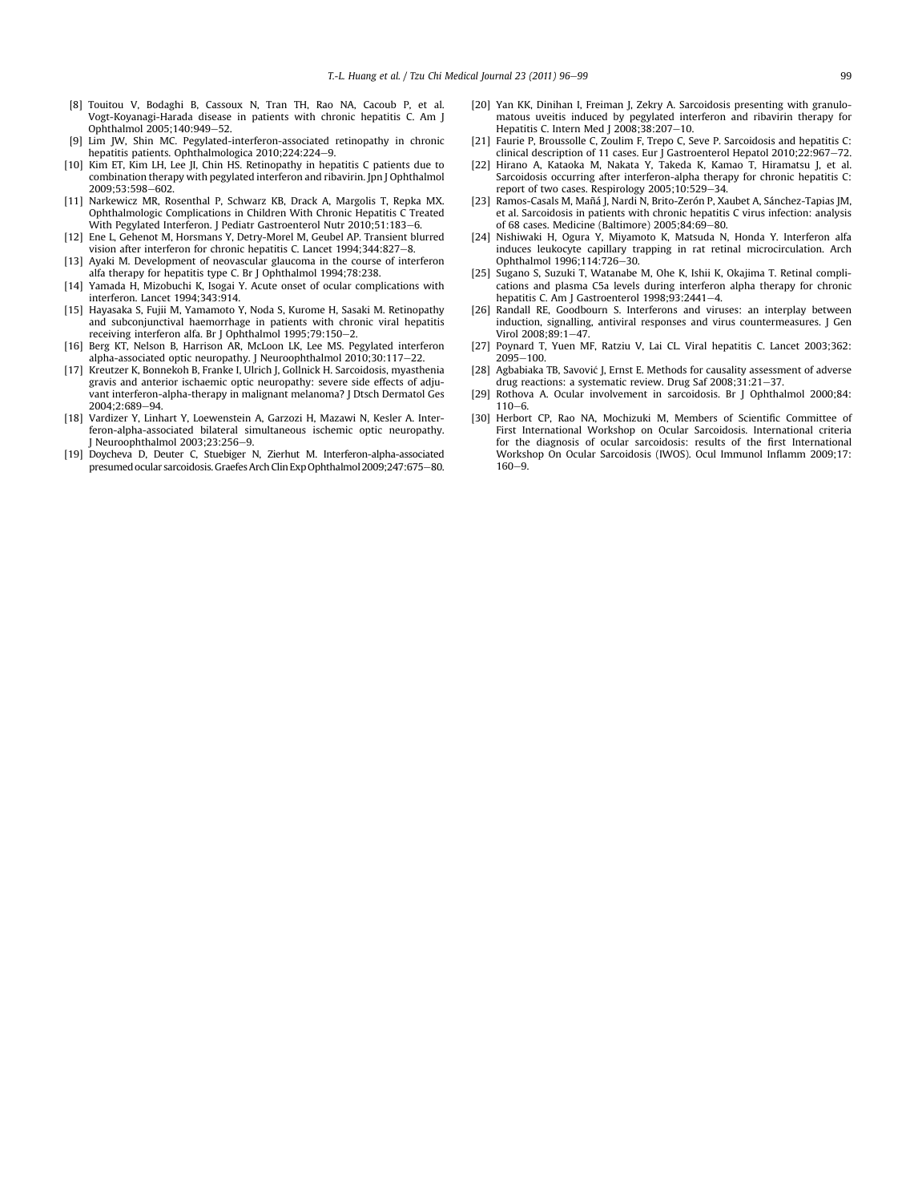[8] Touitou V, Bodaghi B, Cassoux N, Tran TH, Rao NA, Cacoub P, et al. Vogt-Koyanagi-Harada disease in patients with chronic hepatitis C. Am J Ophthalmol 2005;140:949–52.

[9] Lim JW, Shin MC. Pegylated-interferon-associated retinopathy in chronic hepatitis patients. Ophthalmologica 2010;224:224–9.

[10] Kim ET, Kim LH, Lee JI, Chin HS. Retinopathy in hepatitis C patients due to combination therapy with pegylated interferon and ribavirin. Jpn J Ophthalmol 2009;53:598–602.

[11] Narkewicz MR, Rosenthal P, Schwarz KB, Drack A, Margolis T, Repka MX. Ophthalmologic Complications in Children With Chronic Hepatitis C Treated With Pegylated Interferon. J Pediatr Gastroenterol Nutr 2010;51:183–6.

[12] Ene L, Gehenot M, Horsmans Y, Detry-Morel M, Geubel AP. Transient blurred vision after interferon for chronic hepatitis C. Lancet 1994;344:827–8.

[13] Ayaki M. Development of neovascular glaucoma in the course of interferon alfa therapy for hepatitis type C. Br J Ophthalmol 1994;78:238.

[14] Yamada H, Mizobuchi K, Isogai Y. Acute onset of ocular complications with interferon. Lancet 1994;343:914.

[15] Hayasaka S, Fujii M, Yamamoto Y, Noda S, Kurome H, Sasaki M. Retinopathy and subconjunctival haemorrhage in patients with chronic viral hepatitis receiving interferon alfa. Br J Ophthalmol 1995;79:150–2.

[16] Berg KT, Nelson B, Harrison AR, McLoon LK, Lee MS. Pegylated interferon alpha-associated optic neuropathy. J Neuroophthalmol 2010;30:117–22.

[17] Kreutzer K, Bonnekoh B, Franke I, Ulrich J, Gollnick H. Sarcoidosis, myasthenia gravis and anterior ischaemic optic neuropathy: severe side effects of adjuvant interferon-alpha-therapy in malignant melanoma? J Dtsch Dermatol Ges 2004;2:689–94.

[18] Vardizer Y, Linhart Y, Loewenstein A, Garzozi H, Mazawi N, Kesler A. Interferon-alpha-associated bilateral simultaneous ischemic optic neuropathy. J Neuroophthalmol 2003;23:256–9.

[19] Doycheva D, Deuter C, Stuebiger N, Zierhut M. Interferon-alpha-associated presumed ocular sarcoidosis. Graefes Arch Clin Exp Ophthalmol 2009;247:675–80.

[20] Yan KK, Dinihan I, Freiman J, Zekry A. Sarcoidosis presenting with granulomatous uveitis induced by pegylated interferon and ribavirin therapy for Hepatitis C. Intern Med J 2008;38:207–10.

[21] Faurie P, Broussolle C, Zoulim F, Trepo C, Seve P. Sarcoidosis and hepatitis C: clinical description of 11 cases. Eur J Gastroenterol Hepatol 2010;22:967–72.

[22] Hirano A, Kataoka M, Nakata Y, Takeda K, Kamao T, Hiramatsu J, et al. Sarcoidosis occurring after interferon-alpha therapy for chronic hepatitis C: report of two cases. Respirology 2005;10:529–34.

[23] Ramos-Casals M, Mañá J, Nardi N, Brito-Zerón P, Xaubet A, Sánchez-Tapias JM, et al. Sarcoidosis in patients with chronic hepatitis C virus infection: analysis of 68 cases. Medicine (Baltimore) 2005;84:69–80.

[24] Nishiwaki H, Ogura Y, Miyamoto K, Matsuda N, Honda Y. Interferon alfa induces leukocyte capillary trapping in rat retinal microcirculation. Arch Ophthalmol 1996;114:726–30.

[25] Sugano S, Suzuki T, Watanabe M, Ohe K, Ishii K, Okajima T. Retinal complications and plasma C5a levels during interferon alpha therapy for chronic hepatitis C. Am J Gastroenterol 1998;93:2441–4.

[26] Randall RE, Goodbourn S. Interferons and viruses: an interplay between induction, signalling, antiviral responses and virus countermeasures. J Gen Virol 2008;89:1–47.

[27] Poynard T, Yuen MF, Ratziu V, Lai CL. Viral hepatitis C. Lancet 2003;362: 2095–100.

[28] Agbabiaka TB, Savović J, Ernst E. Methods for causality assessment of adverse drug reactions: a systematic review. Drug Saf 2008;31:21–37.

[29] Rothova A. Ocular involvement in sarcoidosis. Br J Ophthalmol 2000;84: 110–6.

[30] Herbort CP, Rao NA, Mochizuki M, Members of Scientific Committee of First International Workshop on Ocular Sarcoidosis. International criteria for the diagnosis of ocular sarcoidosis: results of the first International Workshop On Ocular Sarcoidosis (IWOS). Ocul Immunol Inflamm 2009;17: 160–9.